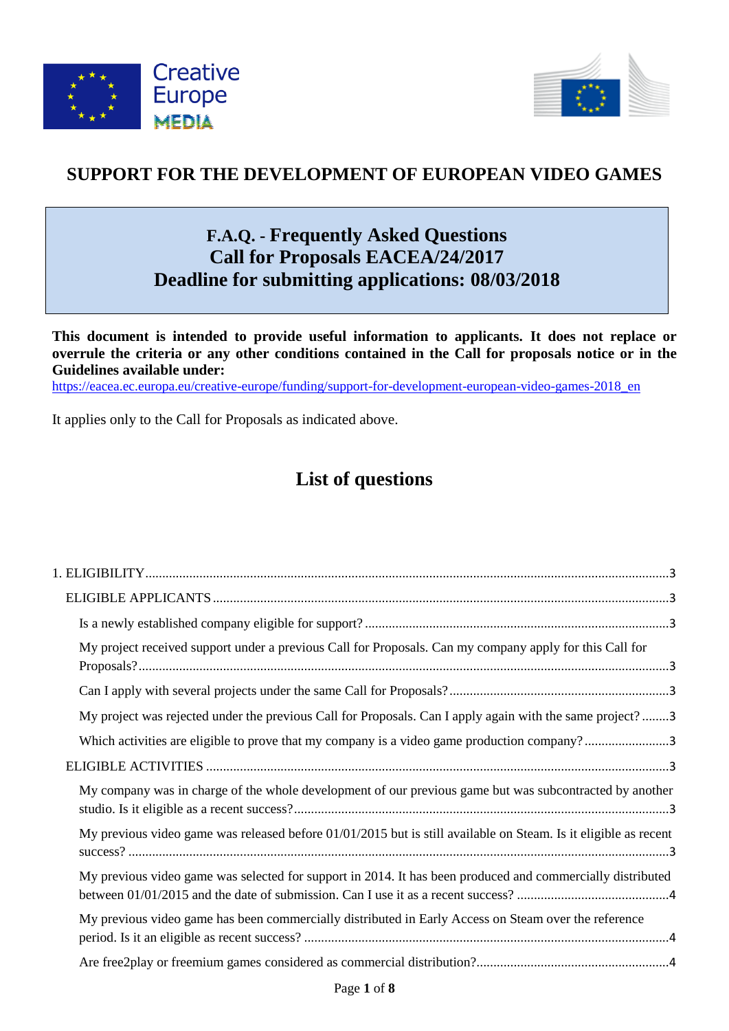Creative Europe MEDIA

# SUPPORT FOR THE DEVELOPMENT OF EUROPEAN VIDEO GAMES

## F.A.Q. - Frequently Asked Questions
## Call for Proposals EACEA/24/2017
## Deadline for submitting applications: 08/03/2018

**This document is intended to provide useful information to applicants. It does not replace or overrule the criteria or any other conditions contained in the Call for proposals notice or in the Guidelines available under:**
https://eacea.ec.europa.eu/creative-europe/funding/support-for-development-european-video-games-2018_en

It applies only to the Call for Proposals as indicated above.

## List of questions

1. ELIGIBILITY ........ 3
   - ELIGIBLE APPLICANTS ........ 3
     - Is a newly established company eligible for support? ........ 3
     - My project received support under a previous Call for Proposals. Can my company apply for this Call for Proposals? ........ 3
     - Can I apply with several projects under the same Call for Proposals? ........ 3
     - My project was rejected under the previous Call for Proposals. Can I apply again with the same project? ........ 3
     - Which activities are eligible to prove that my company is a video game production company? ........ 3
   - ELIGIBLE ACTIVITIES ........ 3
     - My company was in charge of the whole development of our previous game but was subcontracted by another studio. Is it eligible as a recent success? ........ 3
     - My previous video game was released before 01/01/2015 but is still available on Steam. Is it eligible as recent success? ........ 3
     - My previous video game was selected for support in 2014. It has been produced and commercially distributed between 01/01/2015 and the date of submission. Can I use it as a recent success? ........ 4
     - My previous video game has been commercially distributed in Early Access on Steam over the reference period. Is it an eligible as recent success? ........ 4
     - Are free2play or freemium games considered as commercial distribution? ........ 4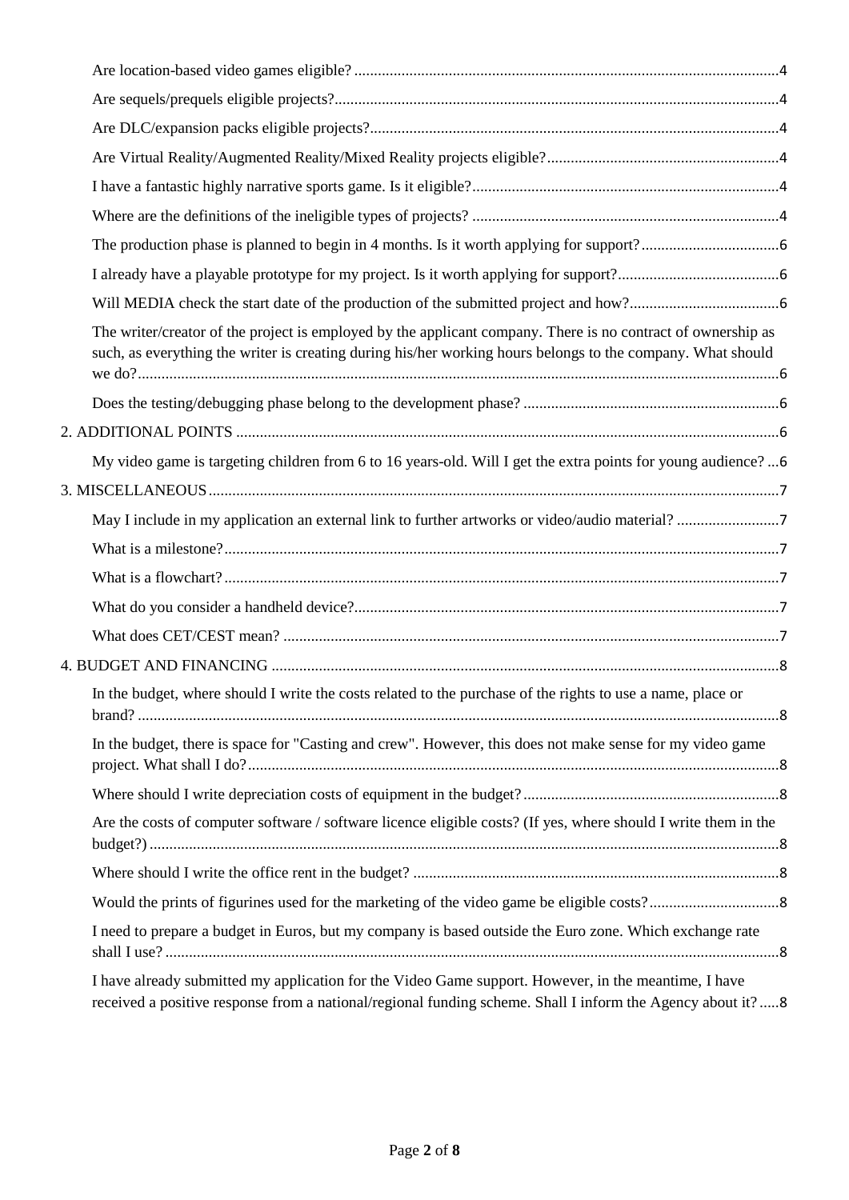Are location-based video games eligible? ..... 4

Are sequels/prequels eligible projects? ..... 4

Are DLC/expansion packs eligible projects? ..... 4

Are Virtual Reality/Augmented Reality/Mixed Reality projects eligible? ..... 4

I have a fantastic highly narrative sports game. Is it eligible? ..... 4

Where are the definitions of the ineligible types of projects? ..... 4

The production phase is planned to begin in 4 months. Is it worth applying for support? ..... 6

I already have a playable prototype for my project. Is it worth applying for support? ..... 6

Will MEDIA check the start date of the production of the submitted project and how? ..... 6

The writer/creator of the project is employed by the applicant company. There is no contract of ownership as such, as everything the writer is creating during his/her working hours belongs to the company. What should we do? ..... 6

Does the testing/debugging phase belong to the development phase? ..... 6

2. ADDITIONAL POINTS ..... 6

My video game is targeting children from 6 to 16 years-old. Will I get the extra points for young audience? ... 6

3. MISCELLANEOUS ..... 7

May I include in my application an external link to further artworks or video/audio material? ..... 7

What is a milestone? ..... 7

What is a flowchart? ..... 7

What do you consider a handheld device? ..... 7

What does CET/CEST mean? ..... 7

4. BUDGET AND FINANCING ..... 8

In the budget, where should I write the costs related to the purchase of the rights to use a name, place or brand? ..... 8

In the budget, there is space for "Casting and crew". However, this does not make sense for my video game project. What shall I do? ..... 8

Where should I write depreciation costs of equipment in the budget? ..... 8

Are the costs of computer software / software licence eligible costs? (If yes, where should I write them in the budget?) ..... 8

Where should I write the office rent in the budget? ..... 8

Would the prints of figurines used for the marketing of the video game be eligible costs? ..... 8

I need to prepare a budget in Euros, but my company is based outside the Euro zone. Which exchange rate shall I use? ..... 8

I have already submitted my application for the Video Game support. However, in the meantime, I have received a positive response from a national/regional funding scheme. Shall I inform the Agency about it? ..... 8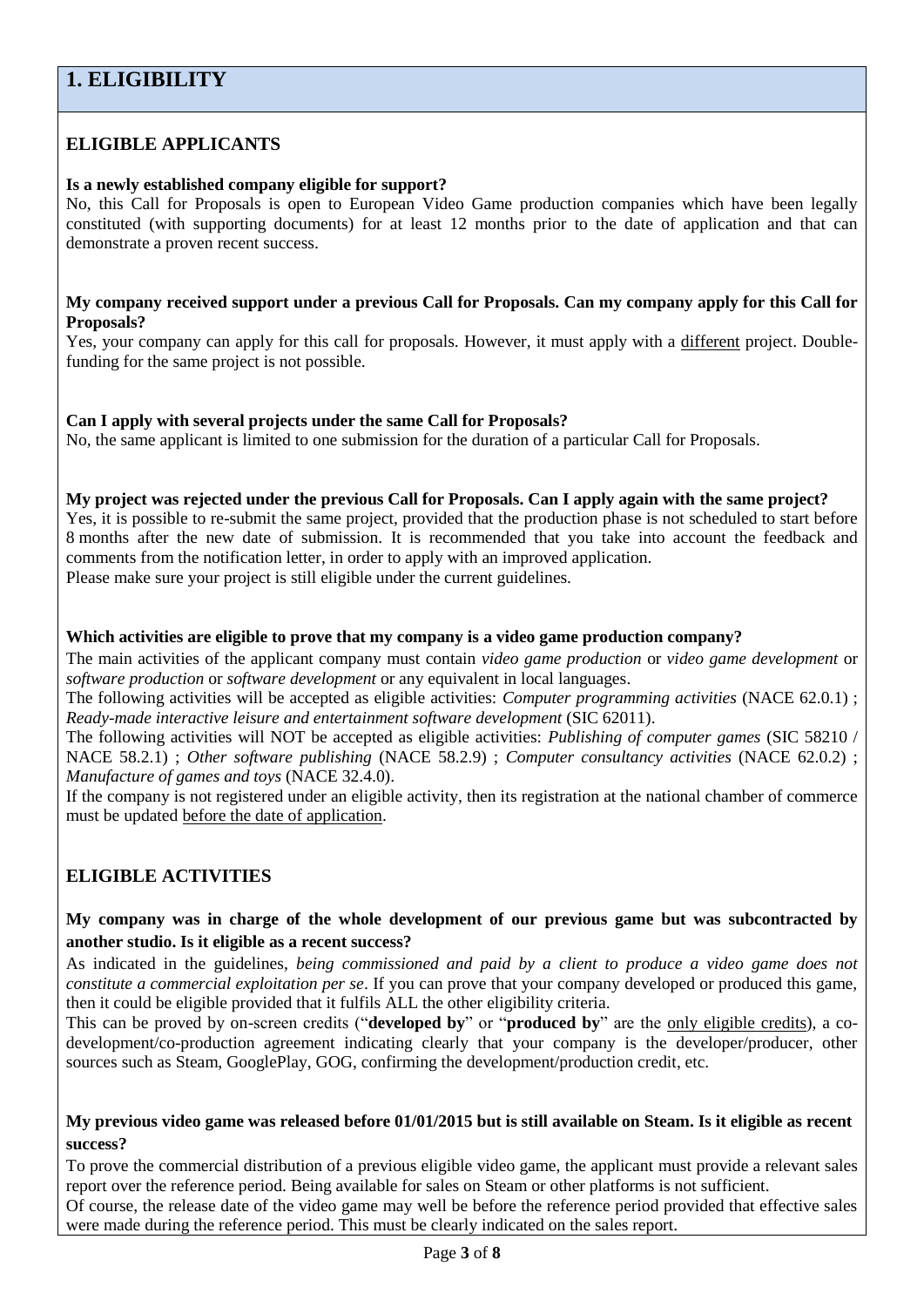# 1. ELIGIBILITY

## ELIGIBLE APPLICANTS

**Is a newly established company eligible for support?**

No, this Call for Proposals is open to European Video Game production companies which have been legally constituted (with supporting documents) for at least 12 months prior to the date of application and that can demonstrate a proven recent success.

**My company received support under a previous Call for Proposals. Can my company apply for this Call for Proposals?**

Yes, your company can apply for this call for proposals. However, it must apply with a different project. Double-funding for the same project is not possible.

**Can I apply with several projects under the same Call for Proposals?**

No, the same applicant is limited to one submission for the duration of a particular Call for Proposals.

**My project was rejected under the previous Call for Proposals. Can I apply again with the same project?**

Yes, it is possible to re-submit the same project, provided that the production phase is not scheduled to start before 8 months after the new date of submission. It is recommended that you take into account the feedback and comments from the notification letter, in order to apply with an improved application.
Please make sure your project is still eligible under the current guidelines.

**Which activities are eligible to prove that my company is a video game production company?**

The main activities of the applicant company must contain *video game production* or *video game development* or *software production* or *software development* or any equivalent in local languages.

The following activities will be accepted as eligible activities: *Computer programming activities* (NACE 62.0.1) ; *Ready-made interactive leisure and entertainment software development* (SIC 62011).

The following activities will NOT be accepted as eligible activities: *Publishing of computer games* (SIC 58210 / NACE 58.2.1) ; *Other software publishing* (NACE 58.2.9) ; *Computer consultancy activities* (NACE 62.0.2) ; *Manufacture of games and toys* (NACE 32.4.0).

If the company is not registered under an eligible activity, then its registration at the national chamber of commerce must be updated before the date of application.

## ELIGIBLE ACTIVITIES

**My company was in charge of the whole development of our previous game but was subcontracted by another studio. Is it eligible as a recent success?**

As indicated in the guidelines, *being commissioned and paid by a client to produce a video game does not constitute a commercial exploitation per se*. If you can prove that your company developed or produced this game, then it could be eligible provided that it fulfils ALL the other eligibility criteria.

This can be proved by on-screen credits ("**developed by**" or "**produced by**" are the only eligible credits), a co-development/co-production agreement indicating clearly that your company is the developer/producer, other sources such as Steam, GooglePlay, GOG, confirming the development/production credit, etc.

**My previous video game was released before 01/01/2015 but is still available on Steam. Is it eligible as recent success?**

To prove the commercial distribution of a previous eligible video game, the applicant must provide a relevant sales report over the reference period. Being available for sales on Steam or other platforms is not sufficient.

Of course, the release date of the video game may well be before the reference period provided that effective sales were made during the reference period. This must be clearly indicated on the sales report.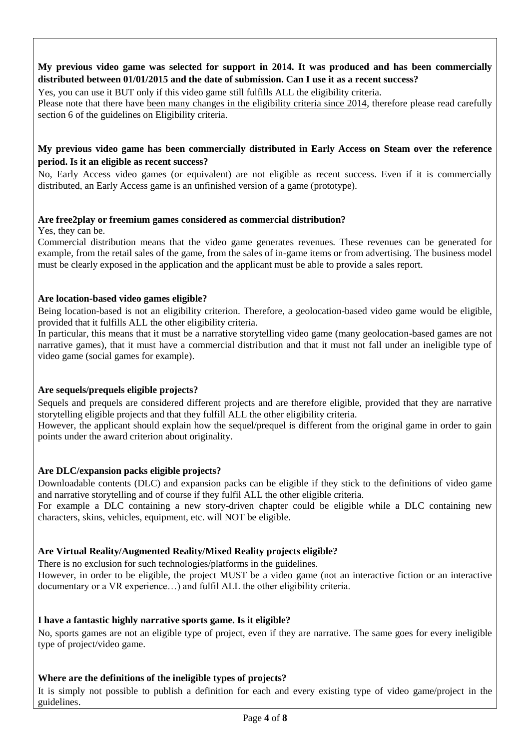**My previous video game was selected for support in 2014. It was produced and has been commercially distributed between 01/01/2015 and the date of submission. Can I use it as a recent success?**

Yes, you can use it BUT only if this video game still fulfills ALL the eligibility criteria.

Please note that there have been many changes in the eligibility criteria since 2014, therefore please read carefully section 6 of the guidelines on Eligibility criteria.

**My previous video game has been commercially distributed in Early Access on Steam over the reference period. Is it an eligible as recent success?**

No, Early Access video games (or equivalent) are not eligible as recent success. Even if it is commercially distributed, an Early Access game is an unfinished version of a game (prototype).

**Are free2play or freemium games considered as commercial distribution?**

Yes, they can be.

Commercial distribution means that the video game generates revenues. These revenues can be generated for example, from the retail sales of the game, from the sales of in-game items or from advertising. The business model must be clearly exposed in the application and the applicant must be able to provide a sales report.

**Are location-based video games eligible?**

Being location-based is not an eligibility criterion. Therefore, a geolocation-based video game would be eligible, provided that it fulfills ALL the other eligibility criteria.

In particular, this means that it must be a narrative storytelling video game (many geolocation-based games are not narrative games), that it must have a commercial distribution and that it must not fall under an ineligible type of video game (social games for example).

**Are sequels/prequels eligible projects?**

Sequels and prequels are considered different projects and are therefore eligible, provided that they are narrative storytelling eligible projects and that they fulfill ALL the other eligibility criteria.

However, the applicant should explain how the sequel/prequel is different from the original game in order to gain points under the award criterion about originality.

**Are DLC/expansion packs eligible projects?**

Downloadable contents (DLC) and expansion packs can be eligible if they stick to the definitions of video game and narrative storytelling and of course if they fulfil ALL the other eligible criteria.

For example a DLC containing a new story-driven chapter could be eligible while a DLC containing new characters, skins, vehicles, equipment, etc. will NOT be eligible.

**Are Virtual Reality/Augmented Reality/Mixed Reality projects eligible?**

There is no exclusion for such technologies/platforms in the guidelines.

However, in order to be eligible, the project MUST be a video game (not an interactive fiction or an interactive documentary or a VR experience…) and fulfil ALL the other eligibility criteria.

**I have a fantastic highly narrative sports game. Is it eligible?**

No, sports games are not an eligible type of project, even if they are narrative. The same goes for every ineligible type of project/video game.

**Where are the definitions of the ineligible types of projects?**

It is simply not possible to publish a definition for each and every existing type of video game/project in the guidelines.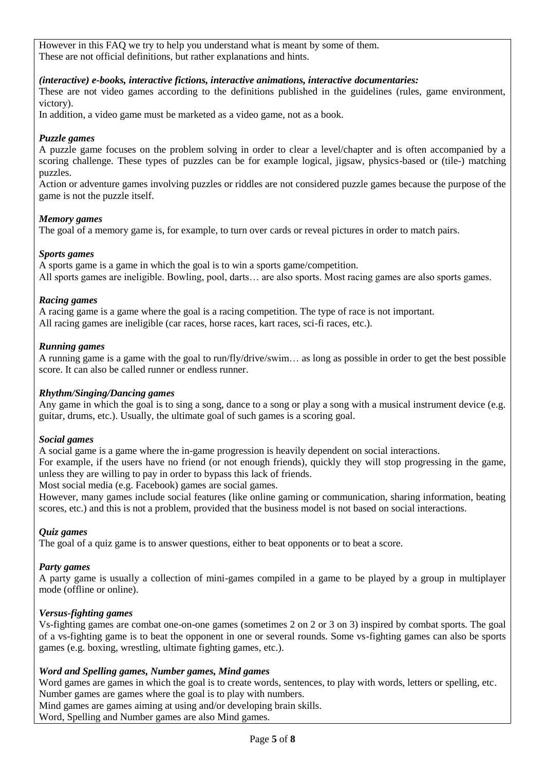However in this FAQ we try to help you understand what is meant by some of them.
These are not official definitions, but rather explanations and hints.

***(interactive) e-books, interactive fictions, interactive animations, interactive documentaries:***

These are not video games according to the definitions published in the guidelines (rules, game environment, victory).

In addition, a video game must be marketed as a video game, not as a book.

***Puzzle games***

A puzzle game focuses on the problem solving in order to clear a level/chapter and is often accompanied by a scoring challenge. These types of puzzles can be for example logical, jigsaw, physics-based or (tile-) matching puzzles.

Action or adventure games involving puzzles or riddles are not considered puzzle games because the purpose of the game is not the puzzle itself.

***Memory games***

The goal of a memory game is, for example, to turn over cards or reveal pictures in order to match pairs.

***Sports games***

A sports game is a game in which the goal is to win a sports game/competition.

All sports games are ineligible. Bowling, pool, darts… are also sports. Most racing games are also sports games.

***Racing games***

A racing game is a game where the goal is a racing competition. The type of race is not important.

All racing games are ineligible (car races, horse races, kart races, sci-fi races, etc.).

***Running games***

A running game is a game with the goal to run/fly/drive/swim… as long as possible in order to get the best possible score. It can also be called runner or endless runner.

***Rhythm/Singing/Dancing games***

Any game in which the goal is to sing a song, dance to a song or play a song with a musical instrument device (e.g. guitar, drums, etc.). Usually, the ultimate goal of such games is a scoring goal.

***Social games***

A social game is a game where the in-game progression is heavily dependent on social interactions.

For example, if the users have no friend (or not enough friends), quickly they will stop progressing in the game, unless they are willing to pay in order to bypass this lack of friends.

Most social media (e.g. Facebook) games are social games.

However, many games include social features (like online gaming or communication, sharing information, beating scores, etc.) and this is not a problem, provided that the business model is not based on social interactions.

***Quiz games***

The goal of a quiz game is to answer questions, either to beat opponents or to beat a score.

***Party games***

A party game is usually a collection of mini-games compiled in a game to be played by a group in multiplayer mode (offline or online).

***Versus-fighting games***

Vs-fighting games are combat one-on-one games (sometimes 2 on 2 or 3 on 3) inspired by combat sports. The goal of a vs-fighting game is to beat the opponent in one or several rounds. Some vs-fighting games can also be sports games (e.g. boxing, wrestling, ultimate fighting games, etc.).

***Word and Spelling games, Number games, Mind games***

Word games are games in which the goal is to create words, sentences, to play with words, letters or spelling, etc.

Number games are games where the goal is to play with numbers.

Mind games are games aiming at using and/or developing brain skills.

Word, Spelling and Number games are also Mind games.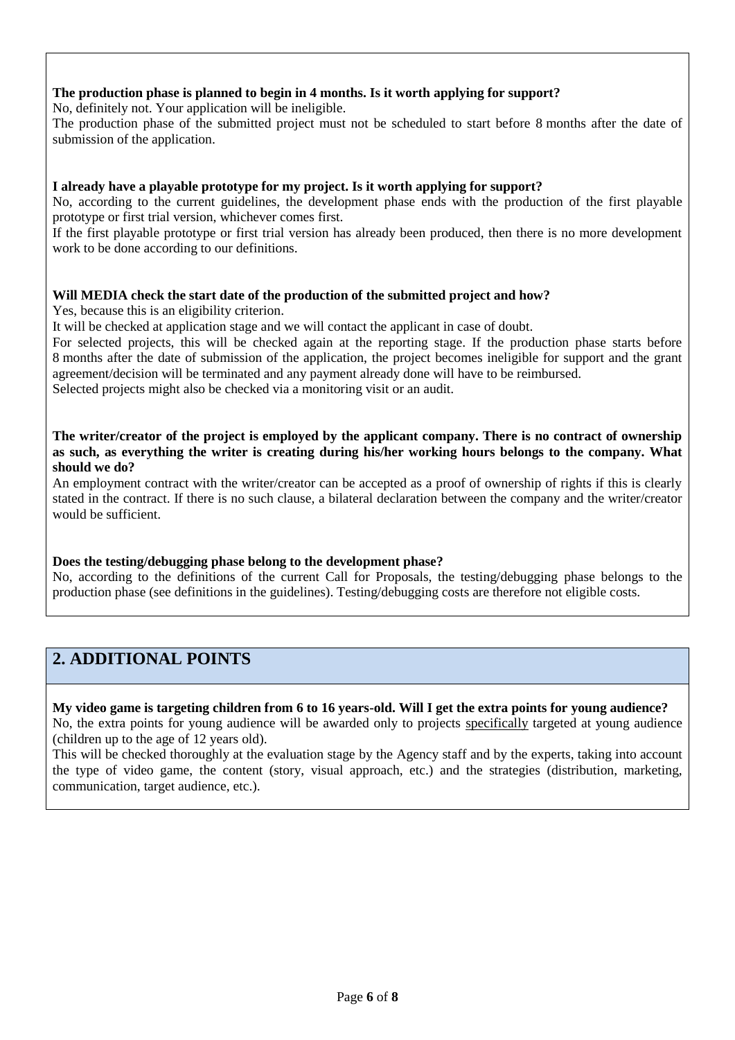**The production phase is planned to begin in 4 months. Is it worth applying for support?**

No, definitely not. Your application will be ineligible.

The production phase of the submitted project must not be scheduled to start before 8 months after the date of submission of the application.

**I already have a playable prototype for my project. Is it worth applying for support?**

No, according to the current guidelines, the development phase ends with the production of the first playable prototype or first trial version, whichever comes first.

If the first playable prototype or first trial version has already been produced, then there is no more development work to be done according to our definitions.

**Will MEDIA check the start date of the production of the submitted project and how?**

Yes, because this is an eligibility criterion.

It will be checked at application stage and we will contact the applicant in case of doubt.

For selected projects, this will be checked again at the reporting stage. If the production phase starts before 8 months after the date of submission of the application, the project becomes ineligible for support and the grant agreement/decision will be terminated and any payment already done will have to be reimbursed.

Selected projects might also be checked via a monitoring visit or an audit.

**The writer/creator of the project is employed by the applicant company. There is no contract of ownership as such, as everything the writer is creating during his/her working hours belongs to the company. What should we do?**

An employment contract with the writer/creator can be accepted as a proof of ownership of rights if this is clearly stated in the contract. If there is no such clause, a bilateral declaration between the company and the writer/creator would be sufficient.

**Does the testing/debugging phase belong to the development phase?**

No, according to the definitions of the current Call for Proposals, the testing/debugging phase belongs to the production phase (see definitions in the guidelines). Testing/debugging costs are therefore not eligible costs.

## 2. ADDITIONAL POINTS

**My video game is targeting children from 6 to 16 years-old. Will I get the extra points for young audience?**

No, the extra points for young audience will be awarded only to projects <u>specifically</u> targeted at young audience (children up to the age of 12 years old).

This will be checked thoroughly at the evaluation stage by the Agency staff and by the experts, taking into account the type of video game, the content (story, visual approach, etc.) and the strategies (distribution, marketing, communication, target audience, etc.).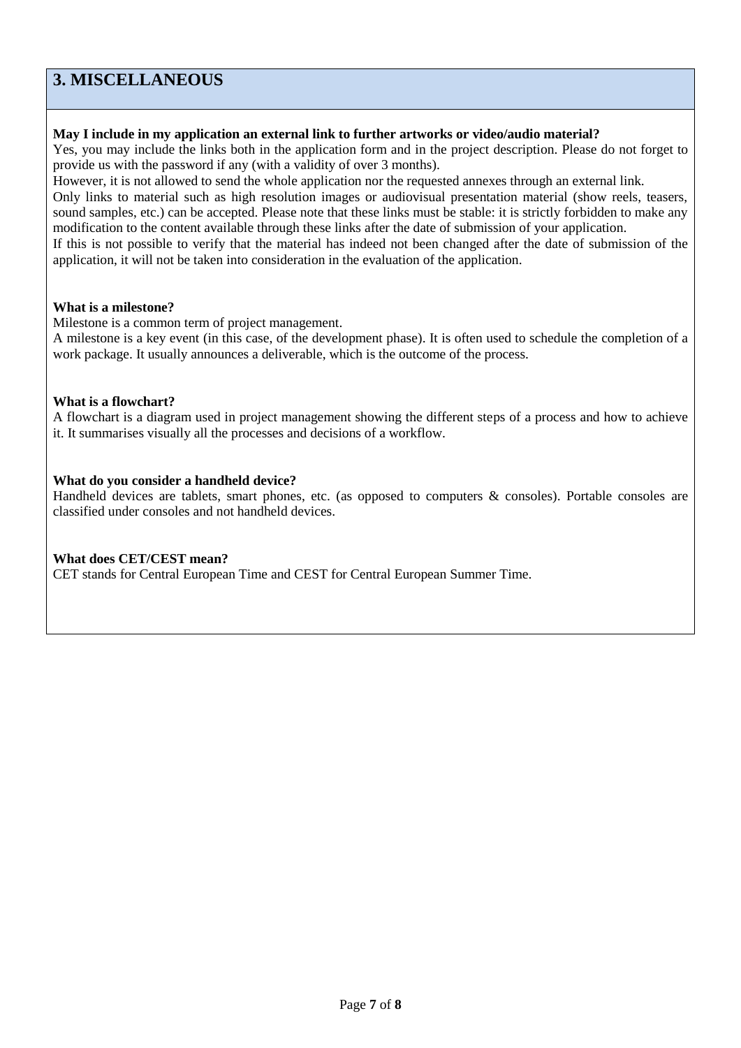## 3. MISCELLANEOUS

**May I include in my application an external link to further artworks or video/audio material?**

Yes, you may include the links both in the application form and in the project description. Please do not forget to provide us with the password if any (with a validity of over 3 months).

However, it is not allowed to send the whole application nor the requested annexes through an external link.

Only links to material such as high resolution images or audiovisual presentation material (show reels, teasers, sound samples, etc.) can be accepted. Please note that these links must be stable: it is strictly forbidden to make any modification to the content available through these links after the date of submission of your application.

If this is not possible to verify that the material has indeed not been changed after the date of submission of the application, it will not be taken into consideration in the evaluation of the application.

**What is a milestone?**

Milestone is a common term of project management.

A milestone is a key event (in this case, of the development phase). It is often used to schedule the completion of a work package. It usually announces a deliverable, which is the outcome of the process.

**What is a flowchart?**

A flowchart is a diagram used in project management showing the different steps of a process and how to achieve it. It summarises visually all the processes and decisions of a workflow.

**What do you consider a handheld device?**

Handheld devices are tablets, smart phones, etc. (as opposed to computers & consoles). Portable consoles are classified under consoles and not handheld devices.

**What does CET/CEST mean?**

CET stands for Central European Time and CEST for Central European Summer Time.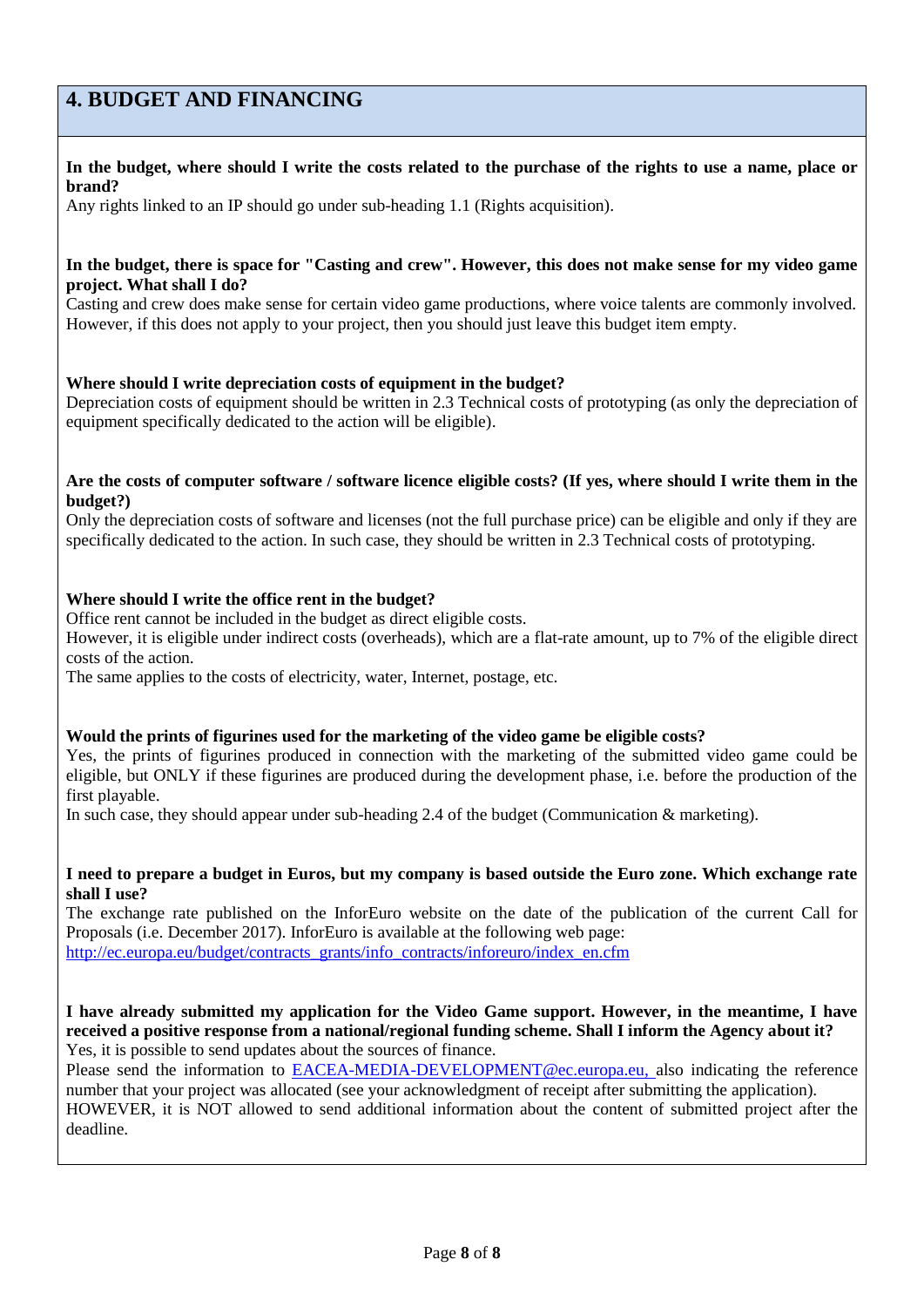# 4. BUDGET AND FINANCING

**In the budget, where should I write the costs related to the purchase of the rights to use a name, place or brand?**
Any rights linked to an IP should go under sub-heading 1.1 (Rights acquisition).

**In the budget, there is space for "Casting and crew". However, this does not make sense for my video game project. What shall I do?**
Casting and crew does make sense for certain video game productions, where voice talents are commonly involved. However, if this does not apply to your project, then you should just leave this budget item empty.

**Where should I write depreciation costs of equipment in the budget?**
Depreciation costs of equipment should be written in 2.3 Technical costs of prototyping (as only the depreciation of equipment specifically dedicated to the action will be eligible).

**Are the costs of computer software / software licence eligible costs? (If yes, where should I write them in the budget?)**
Only the depreciation costs of software and licenses (not the full purchase price) can be eligible and only if they are specifically dedicated to the action. In such case, they should be written in 2.3 Technical costs of prototyping.

**Where should I write the office rent in the budget?**
Office rent cannot be included in the budget as direct eligible costs.
However, it is eligible under indirect costs (overheads), which are a flat-rate amount, up to 7% of the eligible direct costs of the action.
The same applies to the costs of electricity, water, Internet, postage, etc.

**Would the prints of figurines used for the marketing of the video game be eligible costs?**
Yes, the prints of figurines produced in connection with the marketing of the submitted video game could be eligible, but ONLY if these figurines are produced during the development phase, i.e. before the production of the first playable.
In such case, they should appear under sub-heading 2.4 of the budget (Communication & marketing).

**I need to prepare a budget in Euros, but my company is based outside the Euro zone. Which exchange rate shall I use?**
The exchange rate published on the InforEuro website on the date of the publication of the current Call for Proposals (i.e. December 2017). InforEuro is available at the following web page:
http://ec.europa.eu/budget/contracts_grants/info_contracts/inforeuro/index_en.cfm

**I have already submitted my application for the Video Game support. However, in the meantime, I have received a positive response from a national/regional funding scheme. Shall I inform the Agency about it?**
Yes, it is possible to send updates about the sources of finance.
Please send the information to EACEA-MEDIA-DEVELOPMENT@ec.europa.eu, also indicating the reference number that your project was allocated (see your acknowledgment of receipt after submitting the application).
HOWEVER, it is NOT allowed to send additional information about the content of submitted project after the deadline.